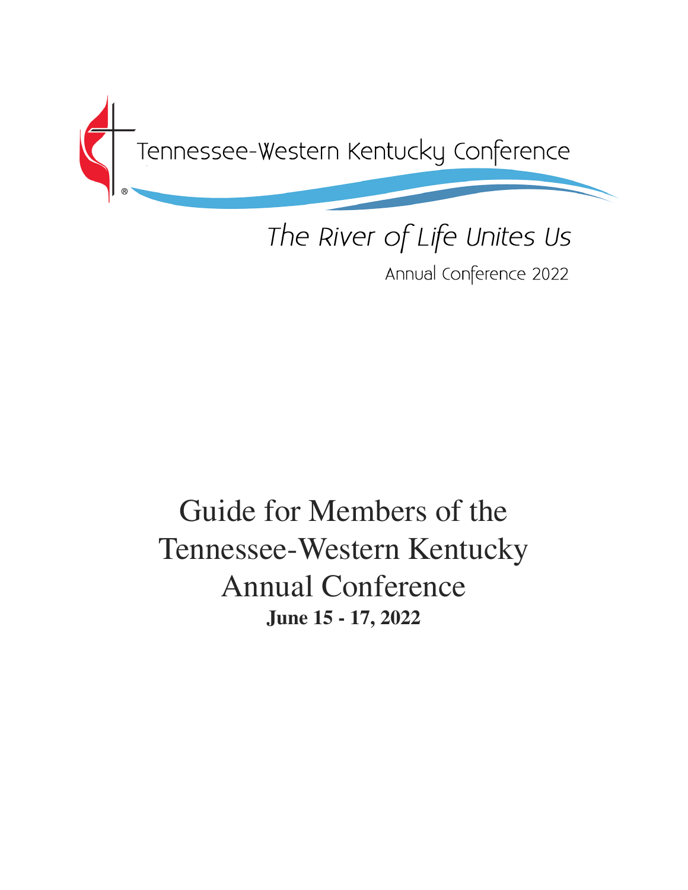Tennessee-Western Kentucky Conference

*The River of Life Unites Us*

Annual Conference 2022

# Guide for Members of the Tennessee-Western Kentucky Annual Conference

**June 15 - 17, 2022**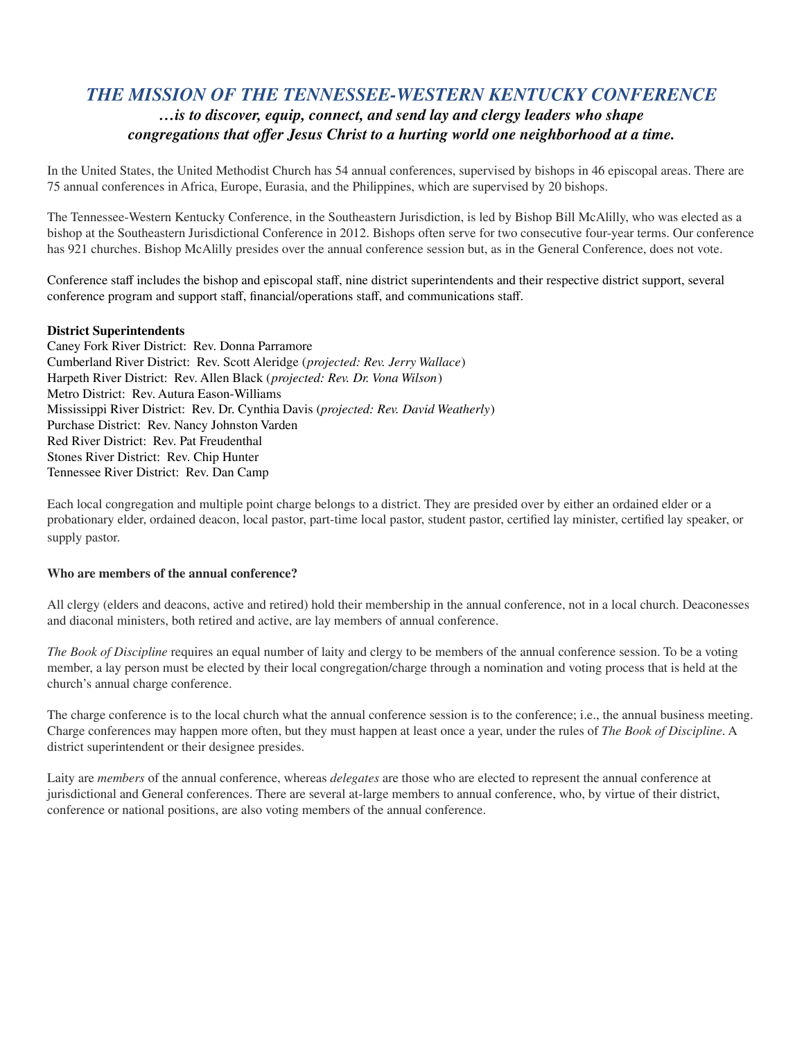## *THE MISSION OF THE TENNESSEE-WESTERN KENTUCKY CONFERENCE*

### *…is to discover, equip, connect, and send lay and clergy leaders who shape congregations that offer Jesus Christ to a hurting world one neighborhood at a time.*

In the United States, the United Methodist Church has 54 annual conferences, supervised by bishops in 46 episcopal areas. There are 75 annual conferences in Africa, Europe, Eurasia, and the Philippines, which are supervised by 20 bishops.

The Tennessee-Western Kentucky Conference, in the Southeastern Jurisdiction, is led by Bishop Bill McAlilly, who was elected as a bishop at the Southeastern Jurisdictional Conference in 2012. Bishops often serve for two consecutive four-year terms. Our conference has 921 churches. Bishop McAlilly presides over the annual conference session but, as in the General Conference, does not vote.

Conference staff includes the bishop and episcopal staff, nine district superintendents and their respective district support, several conference program and support staff, financial/operations staff, and communications staff.

**District Superintendents**

Caney Fork River District: Rev. Donna Parramore
Cumberland River District: Rev. Scott Aleridge (*projected: Rev. Jerry Wallace*)
Harpeth River District: Rev. Allen Black (*projected: Rev. Dr. Vona Wilson*)
Metro District: Rev. Autura Eason-Williams
Mississippi River District: Rev. Dr. Cynthia Davis (*projected: Rev. David Weatherly*)
Purchase District: Rev. Nancy Johnston Varden
Red River District: Rev. Pat Freudenthal
Stones River District: Rev. Chip Hunter
Tennessee River District: Rev. Dan Camp

Each local congregation and multiple point charge belongs to a district. They are presided over by either an ordained elder or a probationary elder, ordained deacon, local pastor, part-time local pastor, student pastor, certified lay minister, certified lay speaker, or supply pastor.

**Who are members of the annual conference?**

All clergy (elders and deacons, active and retired) hold their membership in the annual conference, not in a local church. Deaconesses and diaconal ministers, both retired and active, are lay members of annual conference.

*The Book of Discipline* requires an equal number of laity and clergy to be members of the annual conference session. To be a voting member, a lay person must be elected by their local congregation/charge through a nomination and voting process that is held at the church's annual charge conference.

The charge conference is to the local church what the annual conference session is to the conference; i.e., the annual business meeting. Charge conferences may happen more often, but they must happen at least once a year, under the rules of *The Book of Discipline*. A district superintendent or their designee presides.

Laity are *members* of the annual conference, whereas *delegates* are those who are elected to represent the annual conference at jurisdictional and General conferences. There are several at-large members to annual conference, who, by virtue of their district, conference or national positions, are also voting members of the annual conference.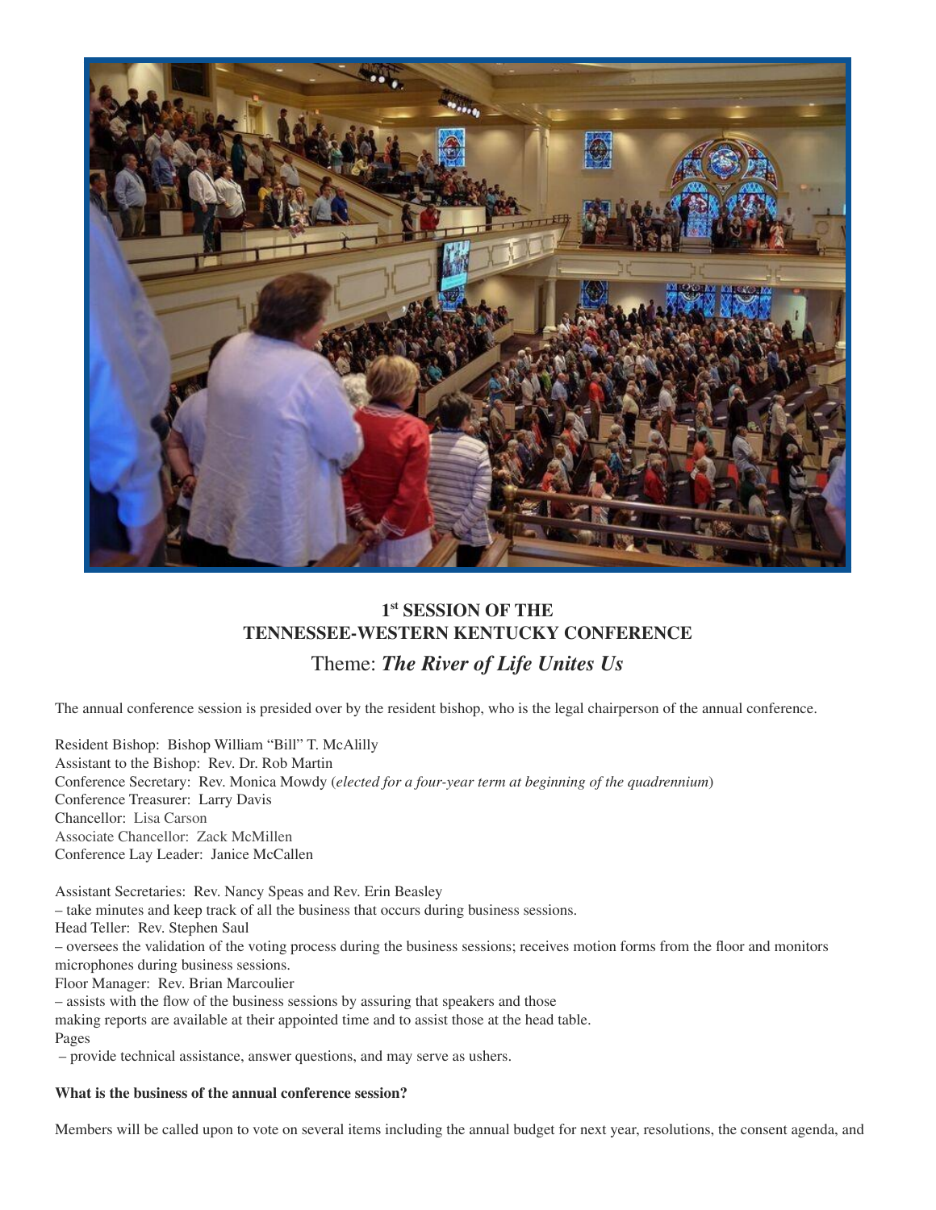**1st SESSION OF THE**
**TENNESSEE-WESTERN KENTUCKY CONFERENCE**

## Theme: ***The River of Life Unites Us***

The annual conference session is presided over by the resident bishop, who is the legal chairperson of the annual conference.

Resident Bishop: Bishop William "Bill" T. McAlilly
Assistant to the Bishop: Rev. Dr. Rob Martin
Conference Secretary: Rev. Monica Mowdy (*elected for a four-year term at beginning of the quadrennium*)
Conference Treasurer: Larry Davis
Chancellor: Lisa Carson
Associate Chancellor: Zack McMillen
Conference Lay Leader: Janice McCallen

Assistant Secretaries: Rev. Nancy Speas and Rev. Erin Beasley
– take minutes and keep track of all the business that occurs during business sessions.
Head Teller: Rev. Stephen Saul
– oversees the validation of the voting process during the business sessions; receives motion forms from the floor and monitors microphones during business sessions.
Floor Manager: Rev. Brian Marcoulier
– assists with the flow of the business sessions by assuring that speakers and those making reports are available at their appointed time and to assist those at the head table.
Pages
– provide technical assistance, answer questions, and may serve as ushers.

**What is the business of the annual conference session?**

Members will be called upon to vote on several items including the annual budget for next year, resolutions, the consent agenda, and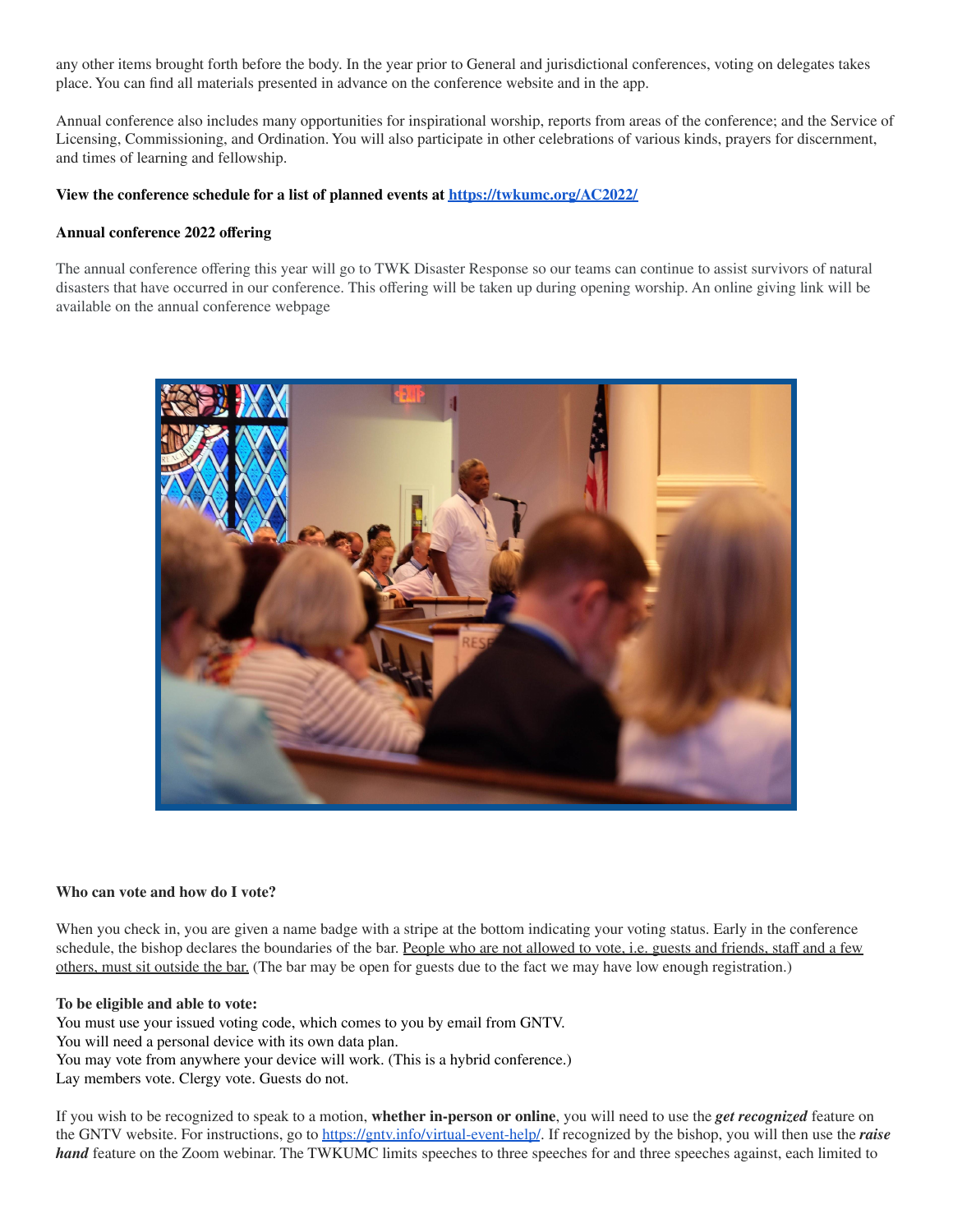any other items brought forth before the body. In the year prior to General and jurisdictional conferences, voting on delegates takes place. You can find all materials presented in advance on the conference website and in the app.

Annual conference also includes many opportunities for inspirational worship, reports from areas of the conference; and the Service of Licensing, Commissioning, and Ordination. You will also participate in other celebrations of various kinds, prayers for discernment, and times of learning and fellowship.

**View the conference schedule for a list of planned events at [https://twkumc.org/AC2022/](https://twkumc.org/AC2022/)**

**Annual conference 2022 offering**

The annual conference offering this year will go to TWK Disaster Response so our teams can continue to assist survivors of natural disasters that have occurred in our conference. This offering will be taken up during opening worship. An online giving link will be available on the annual conference webpage

**Who can vote and how do I vote?**

When you check in, you are given a name badge with a stripe at the bottom indicating your voting status. Early in the conference schedule, the bishop declares the boundaries of the bar. People who are not allowed to vote, i.e. guests and friends, staff and a few others, must sit outside the bar. (The bar may be open for guests due to the fact we may have low enough registration.)

**To be eligible and able to vote:**
You must use your issued voting code, which comes to you by email from GNTV.
You will need a personal device with its own data plan.
You may vote from anywhere your device will work. (This is a hybrid conference.)
Lay members vote. Clergy vote. Guests do not.

If you wish to be recognized to speak to a motion, **whether in-person or online**, you will need to use the ***get recognized*** feature on the GNTV website. For instructions, go to [https://gntv.info/virtual-event-help/](https://gntv.info/virtual-event-help/). If recognized by the bishop, you will then use the ***raise hand*** feature on the Zoom webinar. The TWKUMC limits speeches to three speeches for and three speeches against, each limited to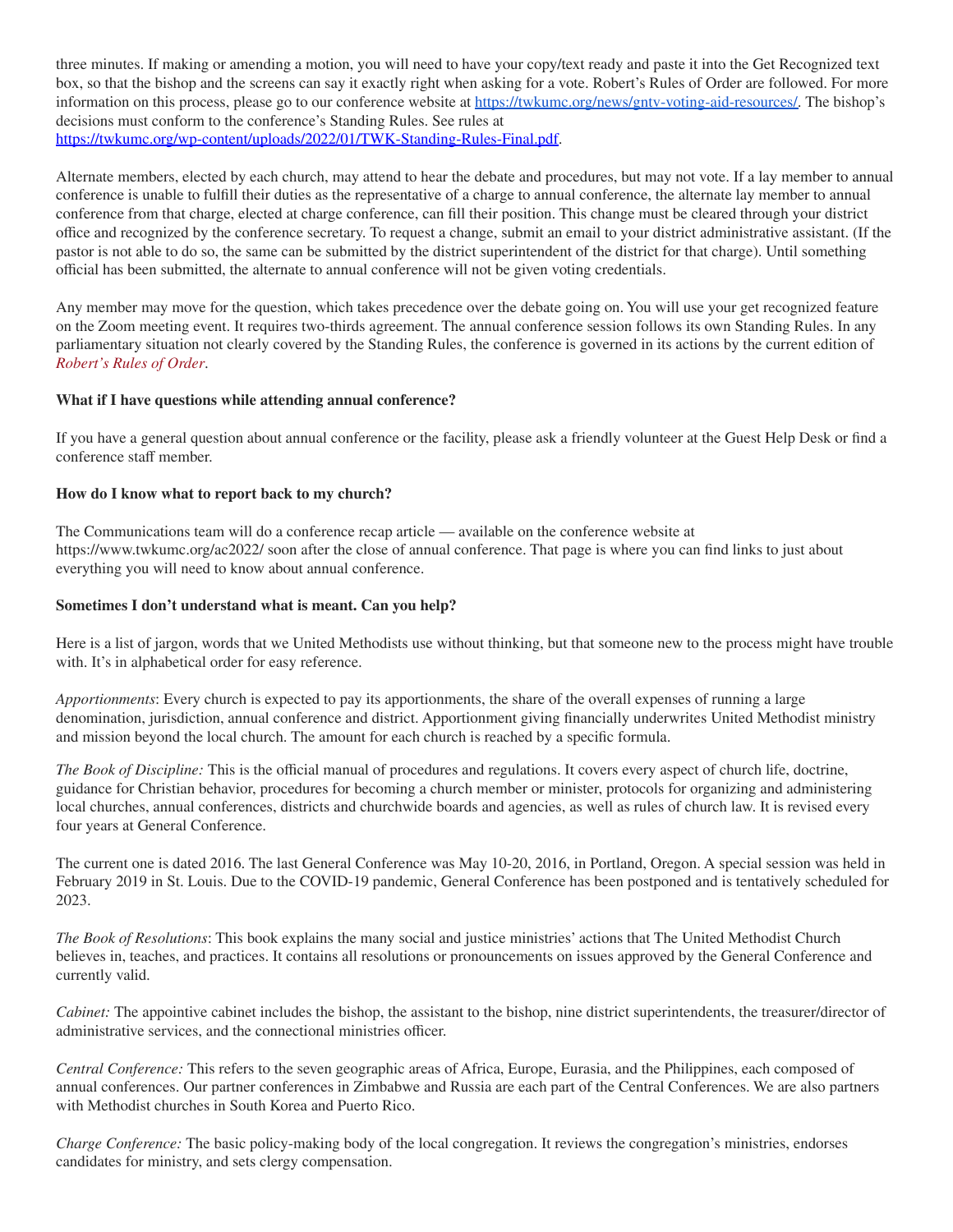three minutes. If making or amending a motion, you will need to have your copy/text ready and paste it into the Get Recognized text box, so that the bishop and the screens can say it exactly right when asking for a vote. Robert's Rules of Order are followed. For more information on this process, please go to our conference website at https://twkumc.org/news/gntv-voting-aid-resources/. The bishop's decisions must conform to the conference's Standing Rules. See rules at https://twkumc.org/wp-content/uploads/2022/01/TWK-Standing-Rules-Final.pdf.

Alternate members, elected by each church, may attend to hear the debate and procedures, but may not vote. If a lay member to annual conference is unable to fulfill their duties as the representative of a charge to annual conference, the alternate lay member to annual conference from that charge, elected at charge conference, can fill their position. This change must be cleared through your district office and recognized by the conference secretary. To request a change, submit an email to your district administrative assistant. (If the pastor is not able to do so, the same can be submitted by the district superintendent of the district for that charge). Until something official has been submitted, the alternate to annual conference will not be given voting credentials.

Any member may move for the question, which takes precedence over the debate going on. You will use your get recognized feature on the Zoom meeting event. It requires two-thirds agreement. The annual conference session follows its own Standing Rules. In any parliamentary situation not clearly covered by the Standing Rules, the conference is governed in its actions by the current edition of *Robert's Rules of Order*.

**What if I have questions while attending annual conference?**

If you have a general question about annual conference or the facility, please ask a friendly volunteer at the Guest Help Desk or find a conference staff member.

**How do I know what to report back to my church?**

The Communications team will do a conference recap article — available on the conference website at https://www.twkumc.org/ac2022/ soon after the close of annual conference. That page is where you can find links to just about everything you will need to know about annual conference.

**Sometimes I don't understand what is meant. Can you help?**

Here is a list of jargon, words that we United Methodists use without thinking, but that someone new to the process might have trouble with. It's in alphabetical order for easy reference.

*Apportionments*: Every church is expected to pay its apportionments, the share of the overall expenses of running a large denomination, jurisdiction, annual conference and district. Apportionment giving financially underwrites United Methodist ministry and mission beyond the local church. The amount for each church is reached by a specific formula.

*The Book of Discipline:* This is the official manual of procedures and regulations. It covers every aspect of church life, doctrine, guidance for Christian behavior, procedures for becoming a church member or minister, protocols for organizing and administering local churches, annual conferences, districts and churchwide boards and agencies, as well as rules of church law. It is revised every four years at General Conference.

The current one is dated 2016. The last General Conference was May 10-20, 2016, in Portland, Oregon. A special session was held in February 2019 in St. Louis. Due to the COVID-19 pandemic, General Conference has been postponed and is tentatively scheduled for 2023.

*The Book of Resolutions*: This book explains the many social and justice ministries' actions that The United Methodist Church believes in, teaches, and practices. It contains all resolutions or pronouncements on issues approved by the General Conference and currently valid.

*Cabinet:* The appointive cabinet includes the bishop, the assistant to the bishop, nine district superintendents, the treasurer/director of administrative services, and the connectional ministries officer.

*Central Conference:* This refers to the seven geographic areas of Africa, Europe, Eurasia, and the Philippines, each composed of annual conferences. Our partner conferences in Zimbabwe and Russia are each part of the Central Conferences. We are also partners with Methodist churches in South Korea and Puerto Rico.

*Charge Conference:* The basic policy-making body of the local congregation. It reviews the congregation's ministries, endorses candidates for ministry, and sets clergy compensation.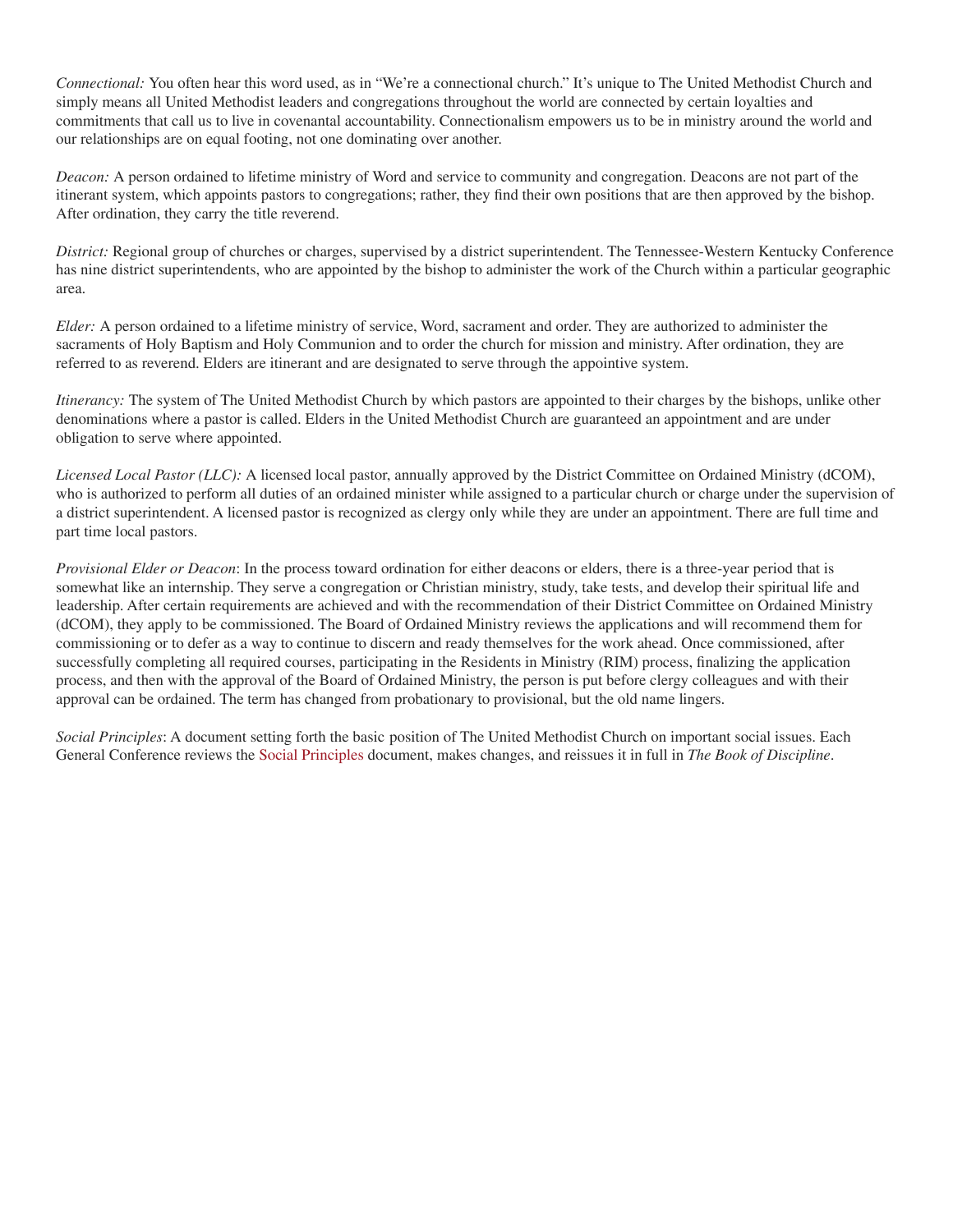*Connectional:* You often hear this word used, as in "We're a connectional church." It's unique to The United Methodist Church and simply means all United Methodist leaders and congregations throughout the world are connected by certain loyalties and commitments that call us to live in covenantal accountability. Connectionalism empowers us to be in ministry around the world and our relationships are on equal footing, not one dominating over another.

*Deacon:* A person ordained to lifetime ministry of Word and service to community and congregation. Deacons are not part of the itinerant system, which appoints pastors to congregations; rather, they find their own positions that are then approved by the bishop. After ordination, they carry the title reverend.

*District:* Regional group of churches or charges, supervised by a district superintendent. The Tennessee-Western Kentucky Conference has nine district superintendents, who are appointed by the bishop to administer the work of the Church within a particular geographic area.

*Elder:* A person ordained to a lifetime ministry of service, Word, sacrament and order. They are authorized to administer the sacraments of Holy Baptism and Holy Communion and to order the church for mission and ministry. After ordination, they are referred to as reverend. Elders are itinerant and are designated to serve through the appointive system.

*Itinerancy:* The system of The United Methodist Church by which pastors are appointed to their charges by the bishops, unlike other denominations where a pastor is called. Elders in the United Methodist Church are guaranteed an appointment and are under obligation to serve where appointed.

*Licensed Local Pastor (LLC):* A licensed local pastor, annually approved by the District Committee on Ordained Ministry (dCOM), who is authorized to perform all duties of an ordained minister while assigned to a particular church or charge under the supervision of a district superintendent. A licensed pastor is recognized as clergy only while they are under an appointment. There are full time and part time local pastors.

*Provisional Elder or Deacon*: In the process toward ordination for either deacons or elders, there is a three-year period that is somewhat like an internship. They serve a congregation or Christian ministry, study, take tests, and develop their spiritual life and leadership. After certain requirements are achieved and with the recommendation of their District Committee on Ordained Ministry (dCOM), they apply to be commissioned. The Board of Ordained Ministry reviews the applications and will recommend them for commissioning or to defer as a way to continue to discern and ready themselves for the work ahead. Once commissioned, after successfully completing all required courses, participating in the Residents in Ministry (RIM) process, finalizing the application process, and then with the approval of the Board of Ordained Ministry, the person is put before clergy colleagues and with their approval can be ordained. The term has changed from probationary to provisional, but the old name lingers.

*Social Principles*: A document setting forth the basic position of The United Methodist Church on important social issues. Each General Conference reviews the Social Principles document, makes changes, and reissues it in full in *The Book of Discipline*.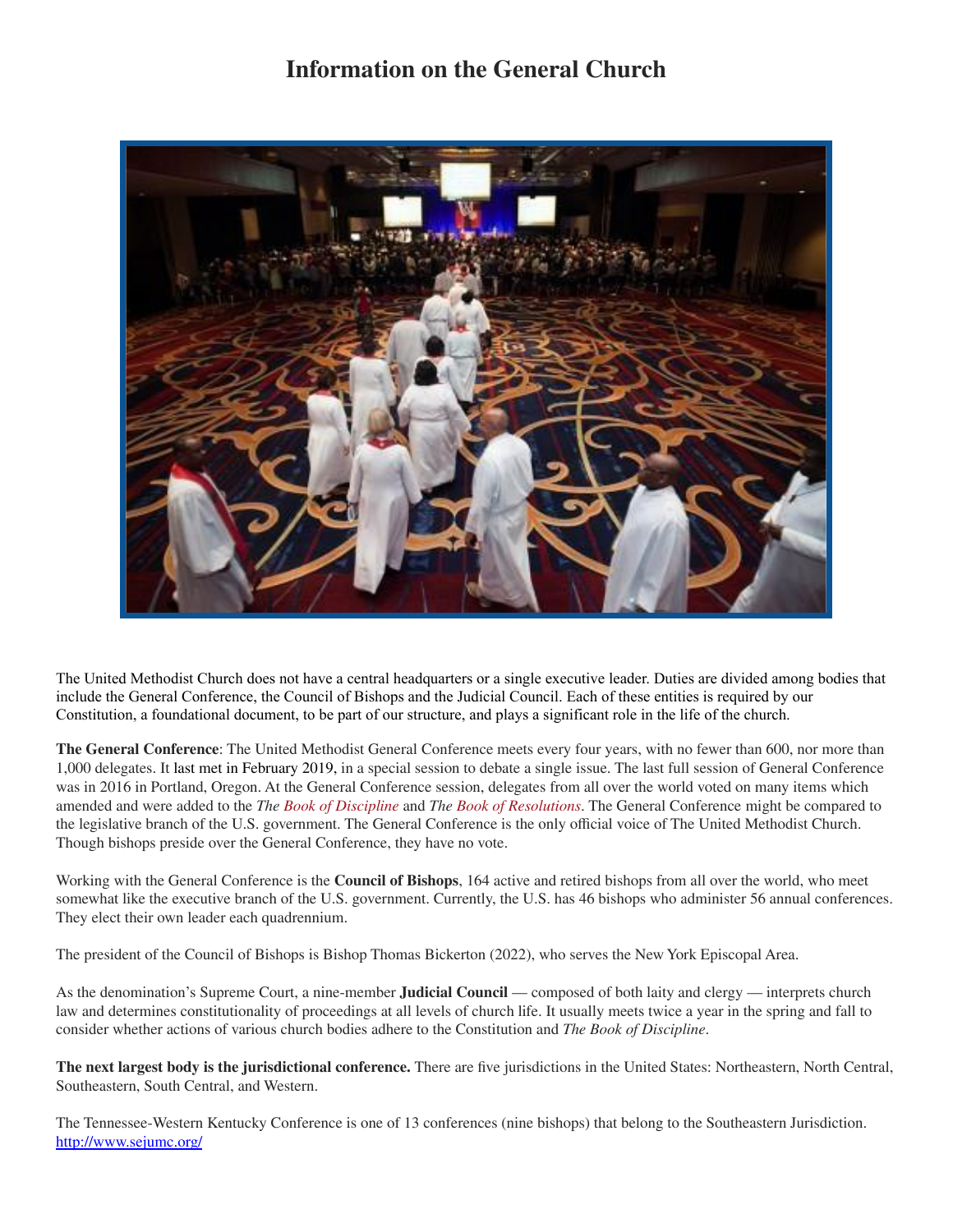# Information on the General Church

The United Methodist Church does not have a central headquarters or a single executive leader. Duties are divided among bodies that include the General Conference, the Council of Bishops and the Judicial Council. Each of these entities is required by our Constitution, a foundational document, to be part of our structure, and plays a significant role in the life of the church.

**The General Conference**: The United Methodist General Conference meets every four years, with no fewer than 600, nor more than 1,000 delegates. It last met in February 2019, in a special session to debate a single issue. The last full session of General Conference was in 2016 in Portland, Oregon. At the General Conference session, delegates from all over the world voted on many items which amended and were added to the *The Book of Discipline* and *The Book of Resolutions*. The General Conference might be compared to the legislative branch of the U.S. government. The General Conference is the only official voice of The United Methodist Church. Though bishops preside over the General Conference, they have no vote.

Working with the General Conference is the **Council of Bishops**, 164 active and retired bishops from all over the world, who meet somewhat like the executive branch of the U.S. government. Currently, the U.S. has 46 bishops who administer 56 annual conferences. They elect their own leader each quadrennium.

The president of the Council of Bishops is Bishop Thomas Bickerton (2022), who serves the New York Episcopal Area.

As the denomination's Supreme Court, a nine-member **Judicial Council** — composed of both laity and clergy — interprets church law and determines constitutionality of proceedings at all levels of church life. It usually meets twice a year in the spring and fall to consider whether actions of various church bodies adhere to the Constitution and *The Book of Discipline*.

**The next largest body is the jurisdictional conference.** There are five jurisdictions in the United States: Northeastern, North Central, Southeastern, South Central, and Western.

The Tennessee-Western Kentucky Conference is one of 13 conferences (nine bishops) that belong to the Southeastern Jurisdiction. http://www.sejumc.org/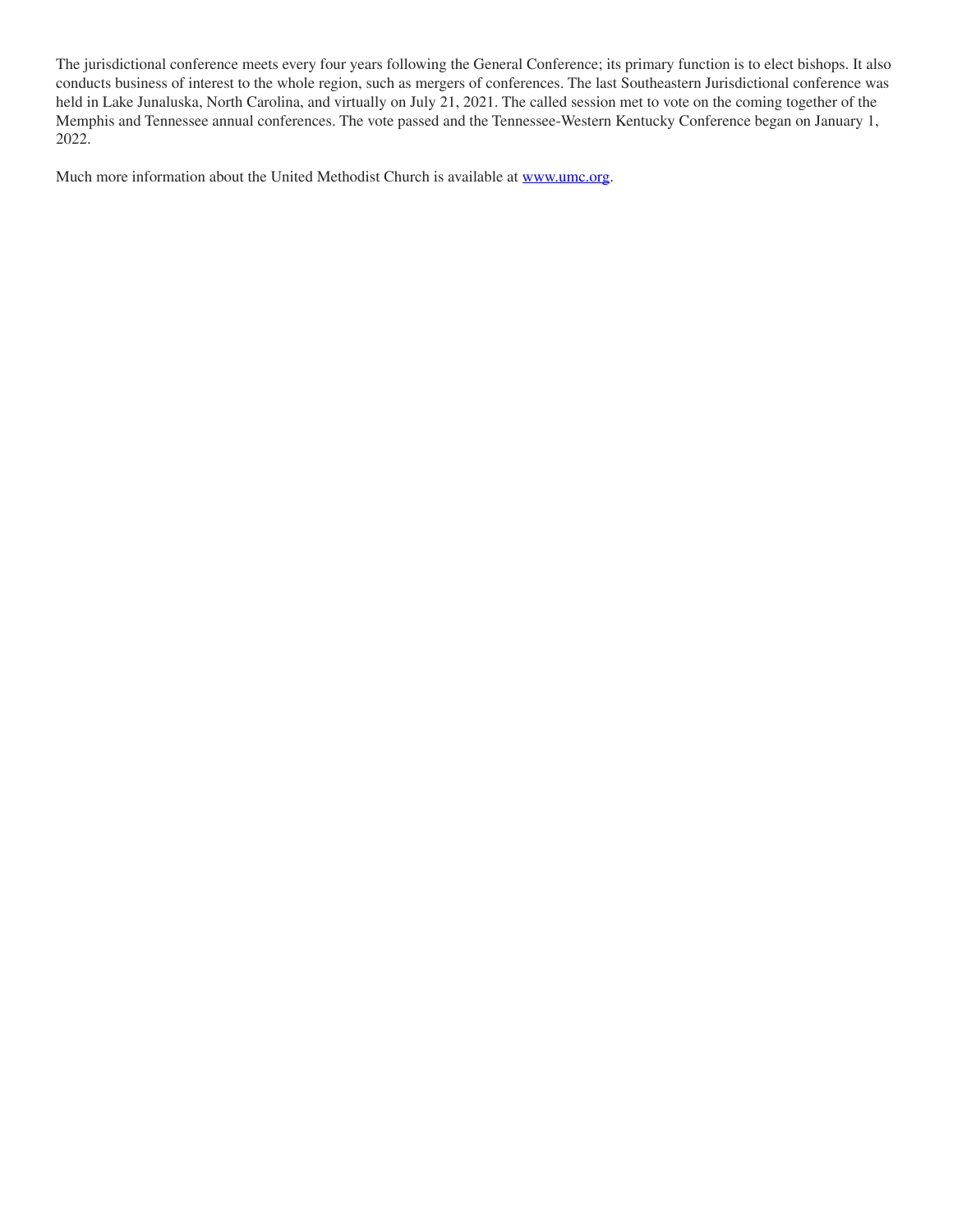The jurisdictional conference meets every four years following the General Conference; its primary function is to elect bishops. It also conducts business of interest to the whole region, such as mergers of conferences. The last Southeastern Jurisdictional conference was held in Lake Junaluska, North Carolina, and virtually on July 21, 2021. The called session met to vote on the coming together of the Memphis and Tennessee annual conferences. The vote passed and the Tennessee-Western Kentucky Conference began on January 1, 2022.

Much more information about the United Methodist Church is available at [www.umc.org](http://www.umc.org).